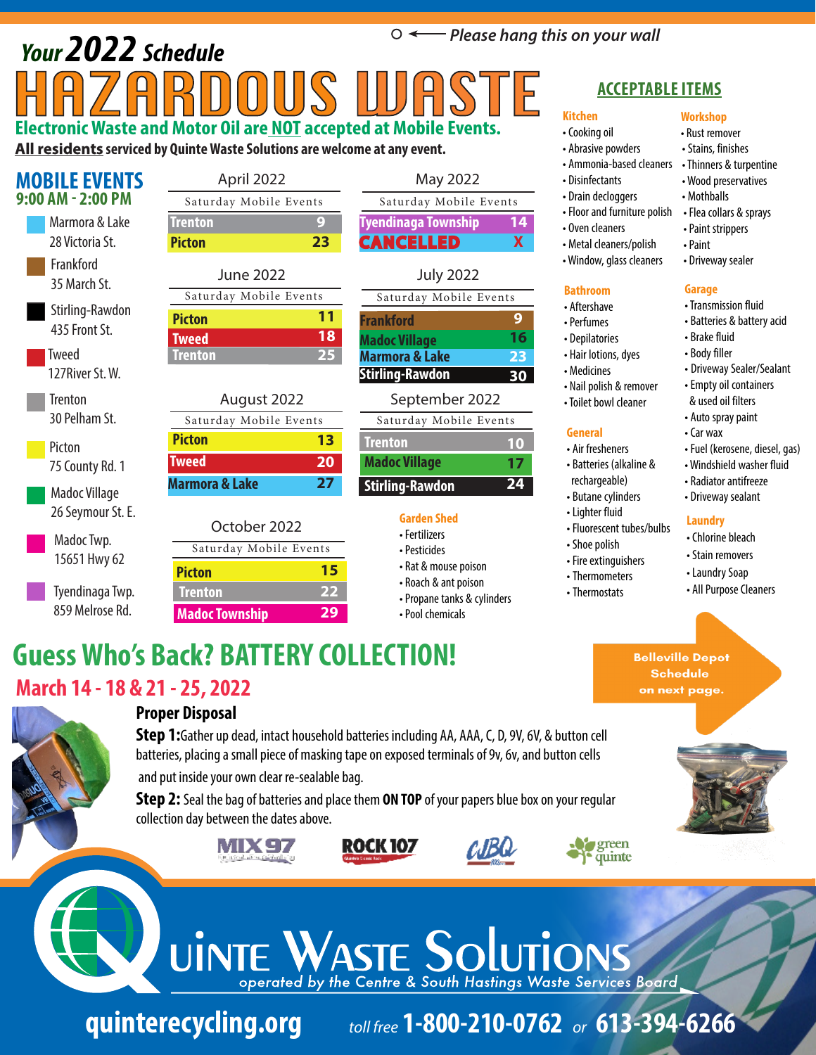Please hang this on your wall

# Your 2022 Schedule

# HAZARDOUS WASTE

**Electronic Waste and Motor Oil are NOT accepted at Mobile Events.**

**All residents serviced by Quinte Waste Solutions are welcome at any event.**

## MOBILE EVENTS
**9:00 AM - 2:00 PM**

- Marmora & Lake – 28 Victoria St.
- Frankford – 35 March St.
- Stirling-Rawdon – 435 Front St.
- Tweed – 127River St. W.
- Trenton – 30 Pelham St.
- Picton – 75 County Rd. 1
- Madoc Village – 26 Seymour St. E.
- Madoc Twp. – 15651 Hwy 62
- Tyendinaga Twp. – 859 Melrose Rd.

### April 2022 – Saturday Mobile Events

| Location | Date |
|---|---|
| Trenton | 9 |
| Picton | 23 |

### May 2022 – Saturday Mobile Events

| Location | Date |
|---|---|
| Tyendinaga Township | 14 |
| CANCELLED | X |

### June 2022 – Saturday Mobile Events

| Location | Date |
|---|---|
| Picton | 11 |
| Tweed | 18 |
| Trenton | 25 |

### July 2022 – Saturday Mobile Events

| Location | Date |
|---|---|
| Frankford | 9 |
| Madoc Village | 16 |
| Marmora & Lake | 23 |
| Stirling-Rawdon | 30 |

### August 2022 – Saturday Mobile Events

| Location | Date |
|---|---|
| Picton | 13 |
| Tweed | 20 |
| Marmora & Lake | 27 |

### September 2022 – Saturday Mobile Events

| Location | Date |
|---|---|
| Trenton | 10 |
| Madoc Village | 17 |
| Stirling-Rawdon | 24 |

### October 2022 – Saturday Mobile Events

| Location | Date |
|---|---|
| Picton | 15 |
| Trenton | 22 |
| Madoc Township | 29 |

## ACCEPTABLE ITEMS

**Kitchen**
- Cooking oil
- Abrasive powders
- Ammonia-based cleaners
- Disinfectants
- Drain decloggers
- Floor and furniture polish
- Oven cleaners
- Metal cleaners/polish
- Window, glass cleaners

**Workshop**
- Rust remover
- Stains, finishes
- Thinners & turpentine
- Wood preservatives
- Mothballs
- Flea collars & sprays
- Paint strippers
- Paint
- Driveway sealer

**Bathroom**
- Aftershave
- Perfumes
- Depilatories
- Hair lotions, dyes
- Medicines
- Nail polish & remover
- Toilet bowl cleaner

**Garage**
- Transmission fluid
- Batteries & battery acid
- Brake fluid
- Body filler
- Driveway Sealer/Sealant
- Empty oil containers & used oil filters
- Auto spray paint
- Car wax
- Fuel (kerosene, diesel, gas)
- Windshield washer fluid
- Radiator antifreeze
- Driveway sealant

**General**
- Air fresheners
- Batteries (alkaline & rechargeable)
- Butane cylinders
- Lighter fluid
- Fluorescent tubes/bulbs
- Shoe polish
- Fire extinguishers
- Thermometers
- Thermostats

**Laundry**
- Chlorine bleach
- Stain removers
- Laundry Soap
- All Purpose Cleaners

**Garden Shed**
- Fertilizers
- Pesticides
- Rat & mouse poison
- Roach & ant poison
- Propane tanks & cylinders
- Pool chemicals

**Belleville Depot Schedule on next page.**

## Guess Who's Back? BATTERY COLLECTION!

### March 14 - 18 & 21 - 25, 2022

**Proper Disposal**

**Step 1:** Gather up dead, intact household batteries including AA, AAA, C, D, 9V, 6V, & button cell batteries, placing a small piece of masking tape on exposed terminals of 9v, 6v, and button cells and put inside your own clear re-sealable bag.

**Step 2:** Seal the bag of batteries and place them **ON TOP** of your papers blue box on your regular collection day between the dates above.

MIX 97 · ROCK 107 · CJBQ · green quinte

# Quinte Waste Solutions
*operated by the Centre & South Hastings Waste Services Board*

**quinterecycling.org** — toll free **1-800-210-0762** or **613-394-6266**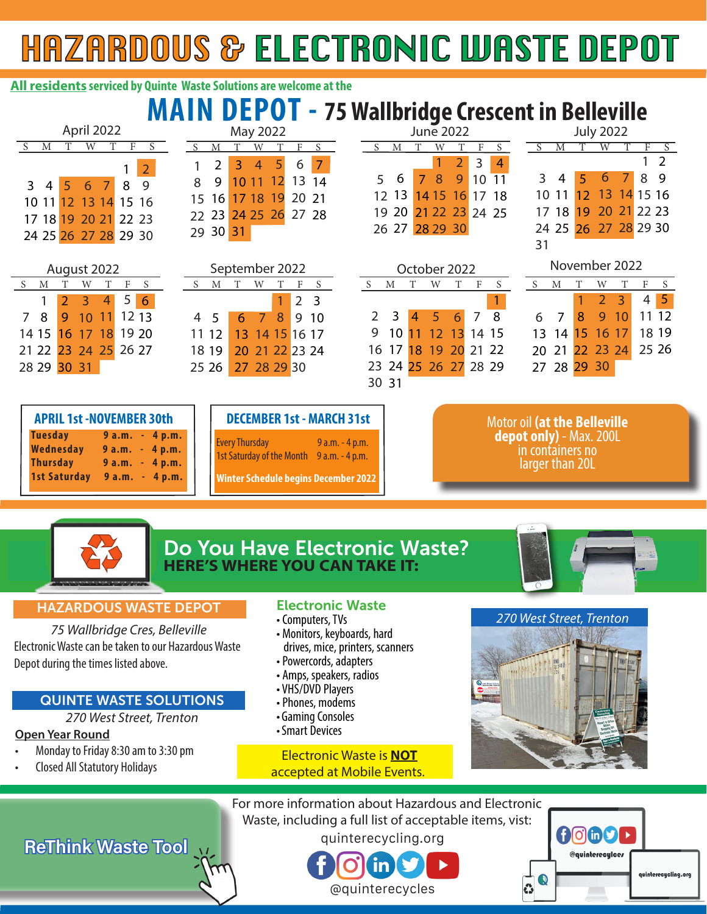# HAZARDOUS & ELECTRONIC WASTE DEPOT

**All residents** serviced by Quinte Waste Solutions are welcome at the

## MAIN DEPOT - 75 Wallbridge Crescent in Belleville

**April 2022**

| S | M | T | W | T | F | S |
|---|---|---|---|---|---|---|
| | | | | | 1 | 2 |
| 3 | 4 | 5 | 6 | 7 | 8 | 9 |
| 10 | 11 | 12 | 13 | 14 | 15 | 16 |
| 17 | 18 | 19 | 20 | 21 | 22 | 23 |
| 24 | 25 | 26 | 27 | 28 | 29 | 30 |

**May 2022**

| S | M | T | W | T | F | S |
|---|---|---|---|---|---|---|
| 1 | 2 | 3 | 4 | 5 | 6 | 7 |
| 8 | 9 | 10 | 11 | 12 | 13 | 14 |
| 15 | 16 | 17 | 18 | 19 | 20 | 21 |
| 22 | 23 | 24 | 25 | 26 | 27 | 28 |
| 29 | 30 | 31 | | | | |

**June 2022**

| S | M | T | W | T | F | S |
|---|---|---|---|---|---|---|
| | | | 1 | 2 | 3 | 4 |
| 5 | 6 | 7 | 8 | 9 | 10 | 11 |
| 12 | 13 | 14 | 15 | 16 | 17 | 18 |
| 19 | 20 | 21 | 22 | 23 | 24 | 25 |
| 26 | 27 | 28 | 29 | 30 | | |

**July 2022**

| S | M | T | W | T | F | S |
|---|---|---|---|---|---|---|
| | | | | | 1 | 2 |
| 3 | 4 | 5 | 6 | 7 | 8 | 9 |
| 10 | 11 | 12 | 13 | 14 | 15 | 16 |
| 17 | 18 | 19 | 20 | 21 | 22 | 23 |
| 24 | 25 | 26 | 27 | 28 | 29 | 30 |
| 31 | | | | | | |

**August 2022**

| S | M | T | W | T | F | S |
|---|---|---|---|---|---|---|
| | 1 | 2 | 3 | 4 | 5 | 6 |
| 7 | 8 | 9 | 10 | 11 | 12 | 13 |
| 14 | 15 | 16 | 17 | 18 | 19 | 20 |
| 21 | 22 | 23 | 24 | 25 | 26 | 27 |
| 28 | 29 | 30 | 31 | | | |

**September 2022**

| S | M | T | W | T | F | S |
|---|---|---|---|---|---|---|
| | | | | 1 | 2 | 3 |
| 4 | 5 | 6 | 7 | 8 | 9 | 10 |
| 11 | 12 | 13 | 14 | 15 | 16 | 17 |
| 18 | 19 | 20 | 21 | 22 | 23 | 24 |
| 25 | 26 | 27 | 28 | 29 | 30 | |

**October 2022**

| S | M | T | W | T | F | S |
|---|---|---|---|---|---|---|
| | | | | | | 1 |
| 2 | 3 | 4 | 5 | 6 | 7 | 8 |
| 9 | 10 | 11 | 12 | 13 | 14 | 15 |
| 16 | 17 | 18 | 19 | 20 | 21 | 22 |
| 23 | 24 | 25 | 26 | 27 | 28 | 29 |
| 30 | 31 | | | | | |

**November 2022**

| S | M | T | W | T | F | S |
|---|---|---|---|---|---|---|
| | | 1 | 2 | 3 | 4 | 5 |
| 6 | 7 | 8 | 9 | 10 | 11 | 12 |
| 13 | 14 | 15 | 16 | 17 | 18 | 19 |
| 20 | 21 | 22 | 23 | 24 | 25 | 26 |
| 27 | 28 | 29 | 30 | | | |

**APRIL 1st - NOVEMBER 30th**

| | |
|---|---|
| Tuesday | 9 a.m. - 4 p.m. |
| Wednesday | 9 a.m. - 4 p.m. |
| Thursday | 9 a.m. - 4 p.m. |
| 1st Saturday | 9 a.m. - 4 p.m. |

**DECEMBER 1st - MARCH 31st**

| | |
|---|---|
| Every Thursday | 9 a.m. - 4 p.m. |
| 1st Saturday of the Month | 9 a.m. - 4 p.m. |

**Winter Schedule begins December 2022**

Motor oil **(at the Belleville depot only)** - Max. 200L in containers no larger than 20L

## Do You Have Electronic Waste?
**HERE'S WHERE YOU CAN TAKE IT:**

### HAZARDOUS WASTE DEPOT

*75 Wallbridge Cres, Belleville*

Electronic Waste can be taken to our Hazardous Waste Depot during the times listed above.

### QUINTE WASTE SOLUTIONS

*270 West Street, Trenton*

**Open Year Round**

- Monday to Friday 8:30 am to 3:30 pm
- Closed All Statutory Holidays

### Electronic Waste

- Computers, TVs
- Monitors, keyboards, hard drives, mice, printers, scanners
- Powercords, adapters
- Amps, speakers, radios
- VHS/DVD Players
- Phones, modems
- Gaming Consoles
- Smart Devices

Electronic Waste is **NOT** accepted at Mobile Events.

*270 West Street, Trenton*

ReThink Waste Tool

For more information about Hazardous and Electronic Waste, including a full list of acceptable items, vist: quinterecycling.org

@quinterecycles